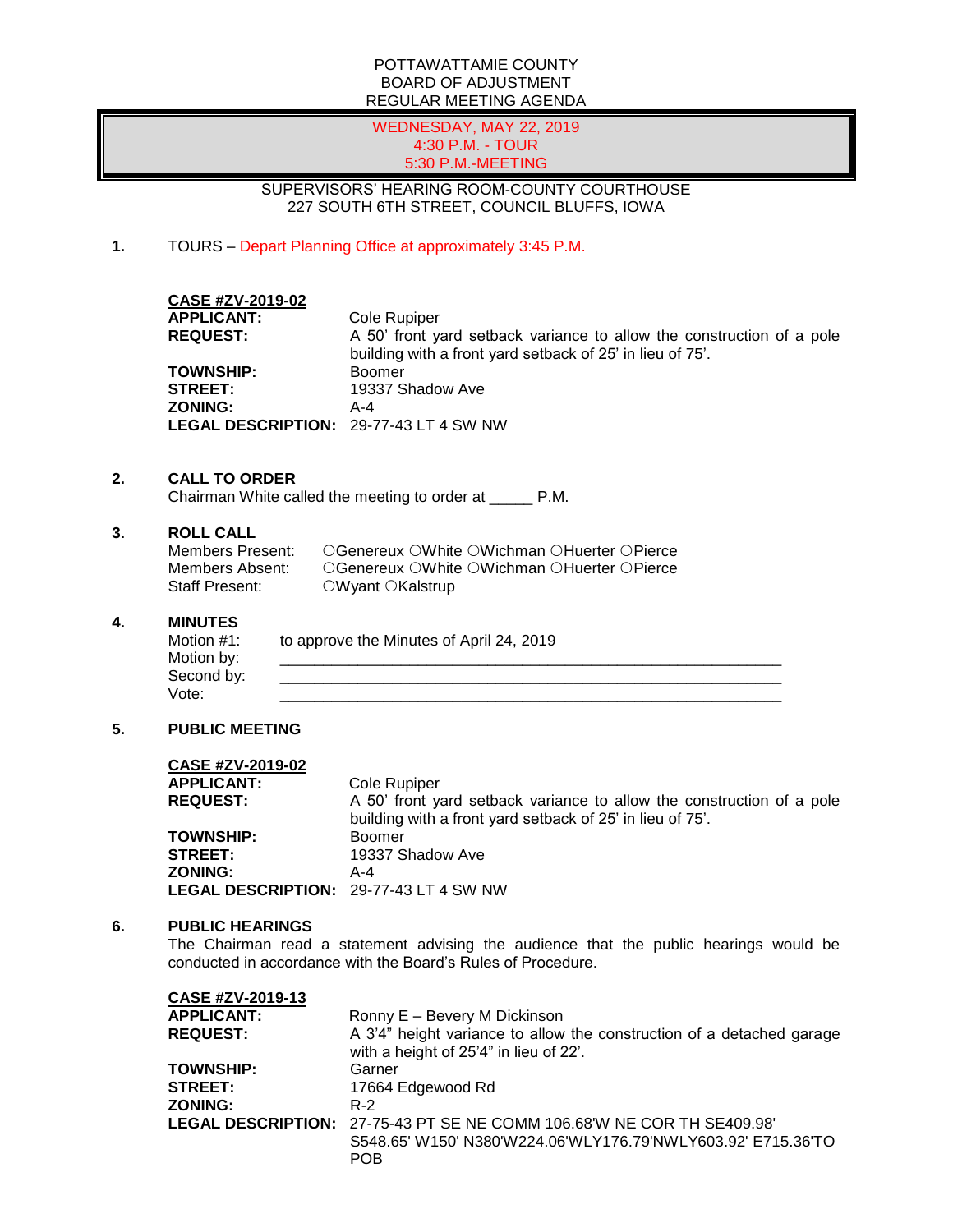POTTAWATTAMIE COUNTY
BOARD OF ADJUSTMENT
REGULAR MEETING AGENDA

**WEDNESDAY, MAY 22, 2019**
**4:30 P.M. - TOUR**
**5:30 P.M.-MEETING**

SUPERVISORS' HEARING ROOM-COUNTY COURTHOUSE
227 SOUTH 6TH STREET, COUNCIL BLUFFS, IOWA

**1.** TOURS – Depart Planning Office at approximately 3:45 P.M.

**CASE #ZV-2019-02**

**APPLICANT:** Cole Rupiper
**REQUEST:** A 50' front yard setback variance to allow the construction of a pole building with a front yard setback of 25' in lieu of 75'.
**TOWNSHIP:** Boomer
**STREET:** 19337 Shadow Ave
**ZONING:** A-4
**LEGAL DESCRIPTION:** 29-77-43 LT 4 SW NW

**2. CALL TO ORDER**

Chairman White called the meeting to order at _____ P.M.

**3. ROLL CALL**

Members Present: ○Genereux ○White ○Wichman ○Huerter ○Pierce
Members Absent: ○Genereux ○White ○Wichman ○Huerter ○Pierce
Staff Present: ○Wyant ○Kalstrup

**4. MINUTES**

Motion #1: to approve the Minutes of April 24, 2019
Motion by: ____________________________________________
Second by: ____________________________________________
Vote: ____________________________________________

**5. PUBLIC MEETING**

**CASE #ZV-2019-02**

**APPLICANT:** Cole Rupiper
**REQUEST:** A 50' front yard setback variance to allow the construction of a pole building with a front yard setback of 25' in lieu of 75'.
**TOWNSHIP:** Boomer
**STREET:** 19337 Shadow Ave
**ZONING:** A-4
**LEGAL DESCRIPTION:** 29-77-43 LT 4 SW NW

**6. PUBLIC HEARINGS**

The Chairman read a statement advising the audience that the public hearings would be conducted in accordance with the Board's Rules of Procedure.

**CASE #ZV-2019-13**

**APPLICANT:** Ronny E – Bevery M Dickinson
**REQUEST:** A 3'4" height variance to allow the construction of a detached garage with a height of 25'4" in lieu of 22'.
**TOWNSHIP:** Garner
**STREET:** 17664 Edgewood Rd
**ZONING:** R-2
**LEGAL DESCRIPTION:** 27-75-43 PT SE NE COMM 106.68'W NE COR TH SE409.98' S548.65' W150' N380'W224.06'WLY176.79'NWLY603.92' E715.36'TO POB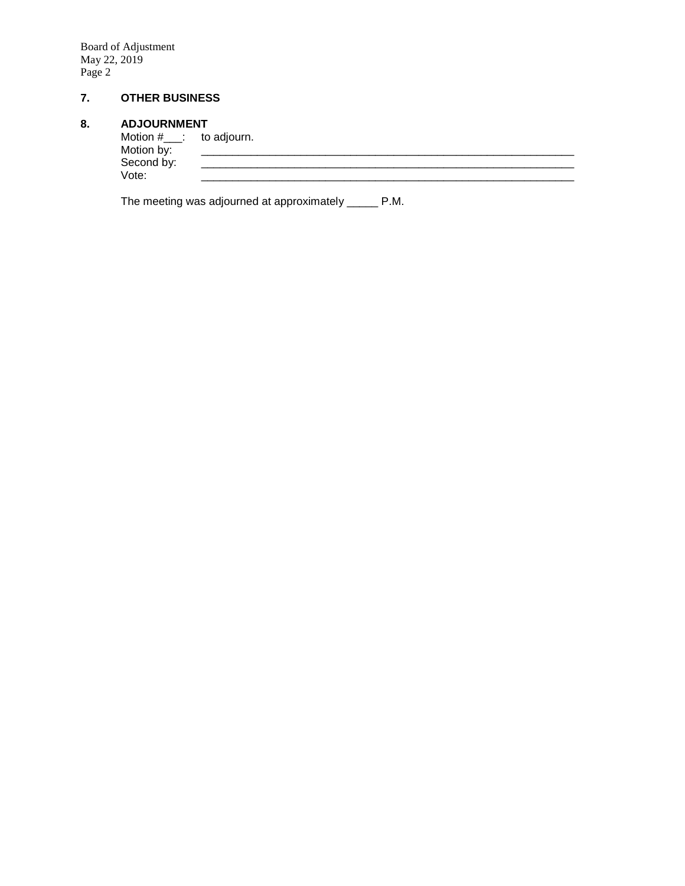## 7. OTHER BUSINESS

## 8. ADJOURNMENT

Motion #___: to adjourn.
Motion by: ____________________________________________________________
Second by: ____________________________________________________________
Vote: ____________________________________________________________

The meeting was adjourned at approximately _____ P.M.